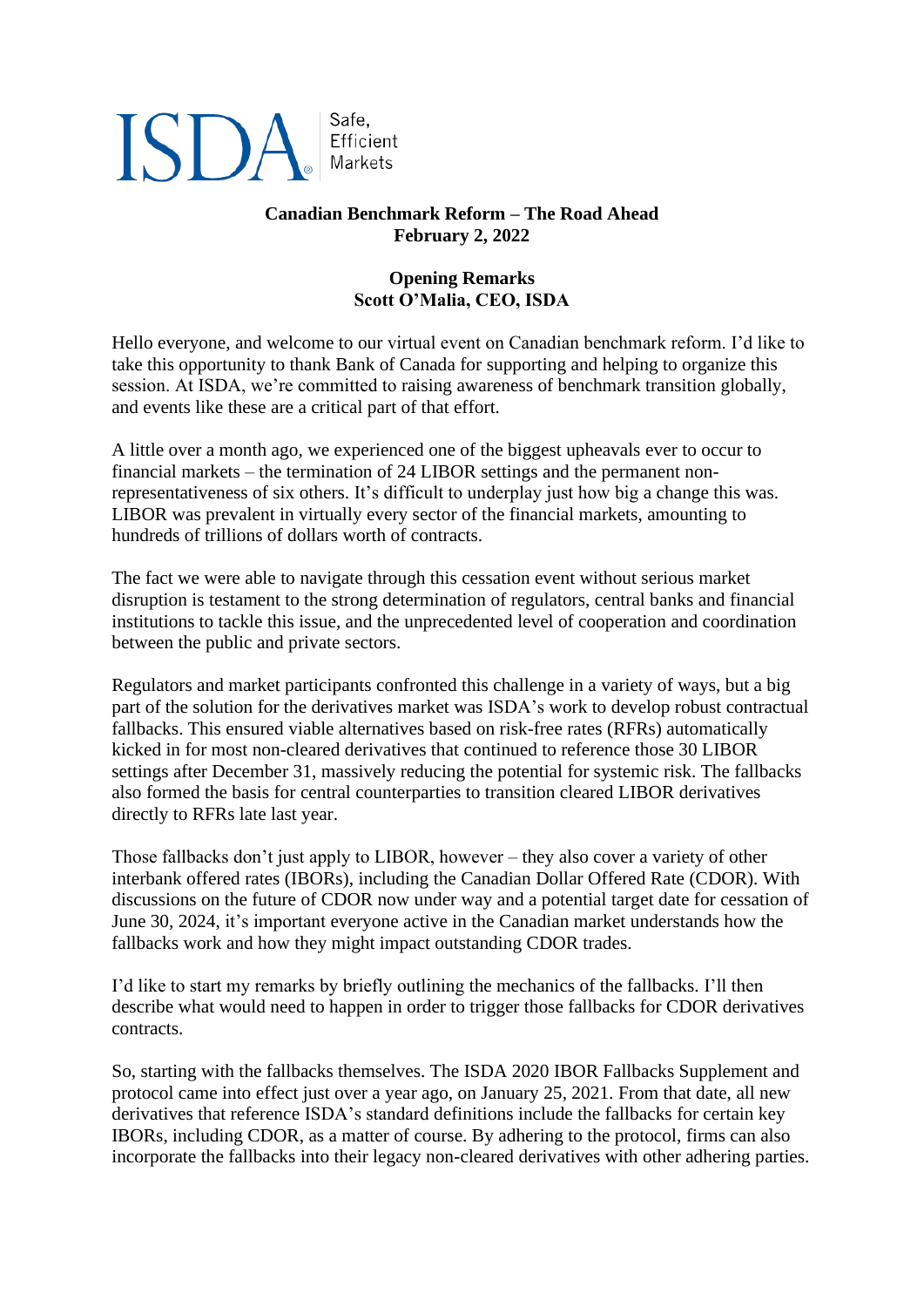ISDA Safe, Efficient Markets

**Canadian Benchmark Reform – The Road Ahead**
**February 2, 2022**

**Opening Remarks**
**Scott O'Malia, CEO, ISDA**

Hello everyone, and welcome to our virtual event on Canadian benchmark reform. I'd like to take this opportunity to thank Bank of Canada for supporting and helping to organize this session. At ISDA, we're committed to raising awareness of benchmark transition globally, and events like these are a critical part of that effort.

A little over a month ago, we experienced one of the biggest upheavals ever to occur to financial markets – the termination of 24 LIBOR settings and the permanent non-representativeness of six others. It's difficult to underplay just how big a change this was. LIBOR was prevalent in virtually every sector of the financial markets, amounting to hundreds of trillions of dollars worth of contracts.

The fact we were able to navigate through this cessation event without serious market disruption is testament to the strong determination of regulators, central banks and financial institutions to tackle this issue, and the unprecedented level of cooperation and coordination between the public and private sectors.

Regulators and market participants confronted this challenge in a variety of ways, but a big part of the solution for the derivatives market was ISDA's work to develop robust contractual fallbacks. This ensured viable alternatives based on risk-free rates (RFRs) automatically kicked in for most non-cleared derivatives that continued to reference those 30 LIBOR settings after December 31, massively reducing the potential for systemic risk. The fallbacks also formed the basis for central counterparties to transition cleared LIBOR derivatives directly to RFRs late last year.

Those fallbacks don't just apply to LIBOR, however – they also cover a variety of other interbank offered rates (IBORs), including the Canadian Dollar Offered Rate (CDOR). With discussions on the future of CDOR now under way and a potential target date for cessation of June 30, 2024, it's important everyone active in the Canadian market understands how the fallbacks work and how they might impact outstanding CDOR trades.

I'd like to start my remarks by briefly outlining the mechanics of the fallbacks. I'll then describe what would need to happen in order to trigger those fallbacks for CDOR derivatives contracts.

So, starting with the fallbacks themselves. The ISDA 2020 IBOR Fallbacks Supplement and protocol came into effect just over a year ago, on January 25, 2021. From that date, all new derivatives that reference ISDA's standard definitions include the fallbacks for certain key IBORs, including CDOR, as a matter of course. By adhering to the protocol, firms can also incorporate the fallbacks into their legacy non-cleared derivatives with other adhering parties.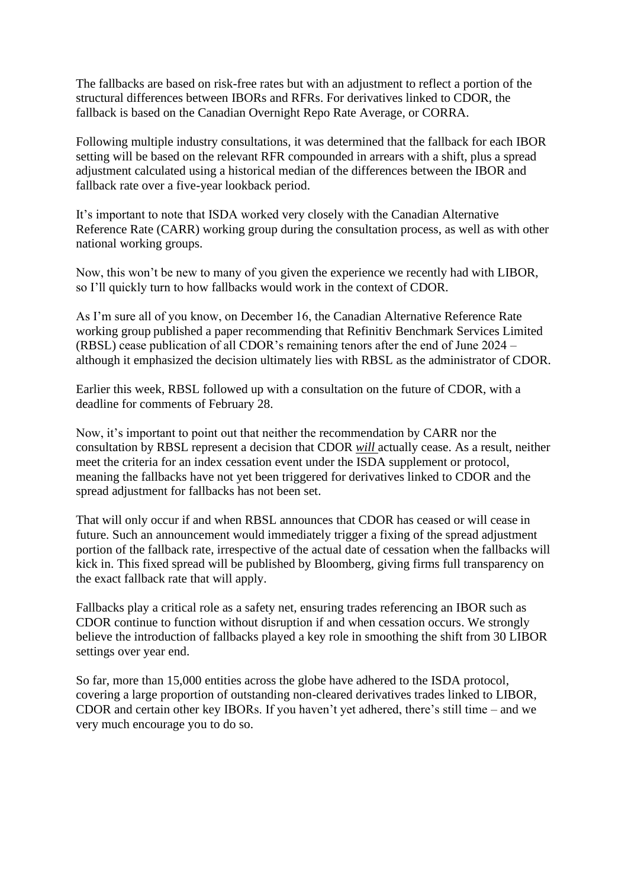The fallbacks are based on risk-free rates but with an adjustment to reflect a portion of the structural differences between IBORs and RFRs. For derivatives linked to CDOR, the fallback is based on the Canadian Overnight Repo Rate Average, or CORRA.

Following multiple industry consultations, it was determined that the fallback for each IBOR setting will be based on the relevant RFR compounded in arrears with a shift, plus a spread adjustment calculated using a historical median of the differences between the IBOR and fallback rate over a five-year lookback period.

It's important to note that ISDA worked very closely with the Canadian Alternative Reference Rate (CARR) working group during the consultation process, as well as with other national working groups.

Now, this won't be new to many of you given the experience we recently had with LIBOR, so I'll quickly turn to how fallbacks would work in the context of CDOR.

As I'm sure all of you know, on December 16, the Canadian Alternative Reference Rate working group published a paper recommending that Refinitiv Benchmark Services Limited (RBSL) cease publication of all CDOR's remaining tenors after the end of June 2024 – although it emphasized the decision ultimately lies with RBSL as the administrator of CDOR.

Earlier this week, RBSL followed up with a consultation on the future of CDOR, with a deadline for comments of February 28.

Now, it's important to point out that neither the recommendation by CARR nor the consultation by RBSL represent a decision that CDOR ***will*** actually cease. As a result, neither meet the criteria for an index cessation event under the ISDA supplement or protocol, meaning the fallbacks have not yet been triggered for derivatives linked to CDOR and the spread adjustment for fallbacks has not been set.

That will only occur if and when RBSL announces that CDOR has ceased or will cease in future. Such an announcement would immediately trigger a fixing of the spread adjustment portion of the fallback rate, irrespective of the actual date of cessation when the fallbacks will kick in. This fixed spread will be published by Bloomberg, giving firms full transparency on the exact fallback rate that will apply.

Fallbacks play a critical role as a safety net, ensuring trades referencing an IBOR such as CDOR continue to function without disruption if and when cessation occurs. We strongly believe the introduction of fallbacks played a key role in smoothing the shift from 30 LIBOR settings over year end.

So far, more than 15,000 entities across the globe have adhered to the ISDA protocol, covering a large proportion of outstanding non-cleared derivatives trades linked to LIBOR, CDOR and certain other key IBORs. If you haven't yet adhered, there's still time – and we very much encourage you to do so.